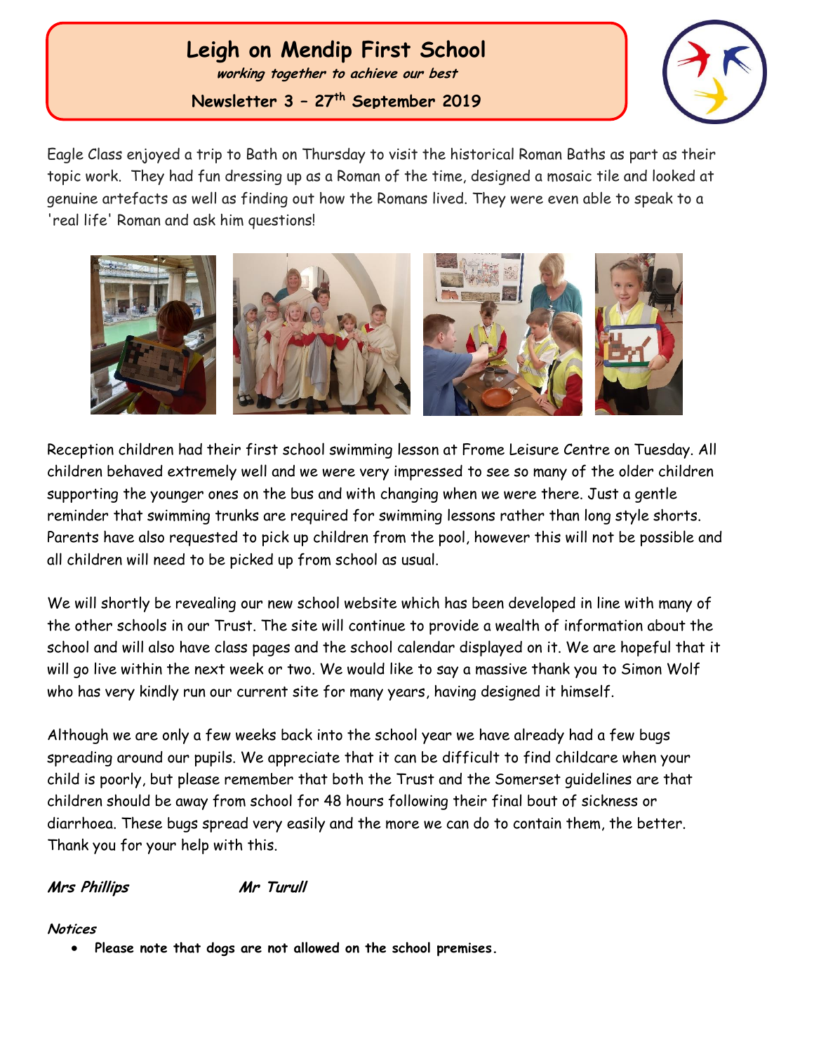# Leigh on Mendip First School

***working together to achieve our best***

**Newsletter 3 – 27th September 2019**

Eagle Class enjoyed a trip to Bath on Thursday to visit the historical Roman Baths as part as their topic work. They had fun dressing up as a Roman of the time, designed a mosaic tile and looked at genuine artefacts as well as finding out how the Romans lived. They were even able to speak to a 'real life' Roman and ask him questions!

Reception children had their first school swimming lesson at Frome Leisure Centre on Tuesday. All children behaved extremely well and we were very impressed to see so many of the older children supporting the younger ones on the bus and with changing when we were there. Just a gentle reminder that swimming trunks are required for swimming lessons rather than long style shorts. Parents have also requested to pick up children from the pool, however this will not be possible and all children will need to be picked up from school as usual.

We will shortly be revealing our new school website which has been developed in line with many of the other schools in our Trust. The site will continue to provide a wealth of information about the school and will also have class pages and the school calendar displayed on it. We are hopeful that it will go live within the next week or two. We would like to say a massive thank you to Simon Wolf who has very kindly run our current site for many years, having designed it himself.

Although we are only a few weeks back into the school year we have already had a few bugs spreading around our pupils. We appreciate that it can be difficult to find childcare when your child is poorly, but please remember that both the Trust and the Somerset guidelines are that children should be away from school for 48 hours following their final bout of sickness or diarrhoea. These bugs spread very easily and the more we can do to contain them, the better. Thank you for your help with this.

***Mrs Phillips*** ***Mr Turull***

***Notices***

- **Please note that dogs are not allowed on the school premises.**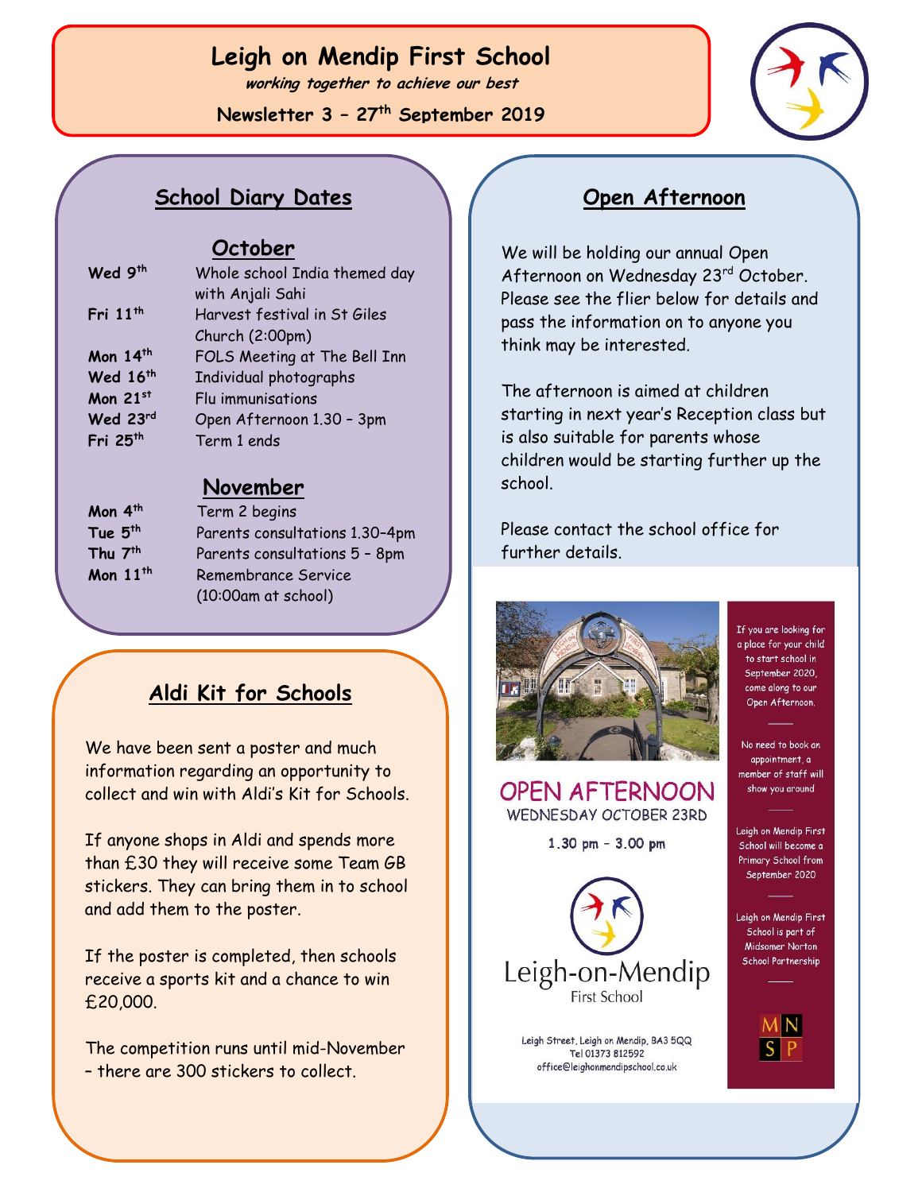# Leigh on Mendip First School

***working together to achieve our best***

**Newsletter 3 – 27th September 2019**

## School Diary Dates

### October

| | |
|---|---|
| **Wed 9th** | Whole school India themed day with Anjali Sahi |
| **Fri 11th** | Harvest festival in St Giles Church (2:00pm) |
| **Mon 14th** | FOLS Meeting at The Bell Inn |
| **Wed 16th** | Individual photographs |
| **Mon 21st** | Flu immunisations |
| **Wed 23rd** | Open Afternoon 1.30 – 3pm |
| **Fri 25th** | Term 1 ends |

### November

| | |
|---|---|
| **Mon 4th** | Term 2 begins |
| **Tue 5th** | Parents consultations 1.30–4pm |
| **Thu 7th** | Parents consultations 5 – 8pm |
| **Mon 11th** | Remembrance Service (10:00am at school) |

## Aldi Kit for Schools

We have been sent a poster and much information regarding an opportunity to collect and win with Aldi's Kit for Schools.

If anyone shops in Aldi and spends more than £30 they will receive some Team GB stickers. They can bring them in to school and add them to the poster.

If the poster is completed, then schools receive a sports kit and a chance to win £20,000.

The competition runs until mid-November – there are 300 stickers to collect.

## Open Afternoon

We will be holding our annual Open Afternoon on Wednesday 23rd October. Please see the flier below for details and pass the information on to anyone you think may be interested.

The afternoon is aimed at children starting in next year's Reception class but is also suitable for parents whose children would be starting further up the school.

Please contact the school office for further details.

**OPEN AFTERNOON**

WEDNESDAY OCTOBER 23RD

1.30 pm – 3.00 pm

Leigh-on-Mendip First School

Leigh Street, Leigh on Mendip, BA3 5QQ
Tel 01373 812592
office@leighonmendipschool.co.uk

If you are looking for a place for your child to start school in September 2020, come along to our Open Afternoon.

No need to book an appointment, a member of staff will show you around

Leigh on Mendip First School will become a Primary School from September 2020

Leigh on Mendip First School is part of Midsomer Norton School Partnership

MNSP